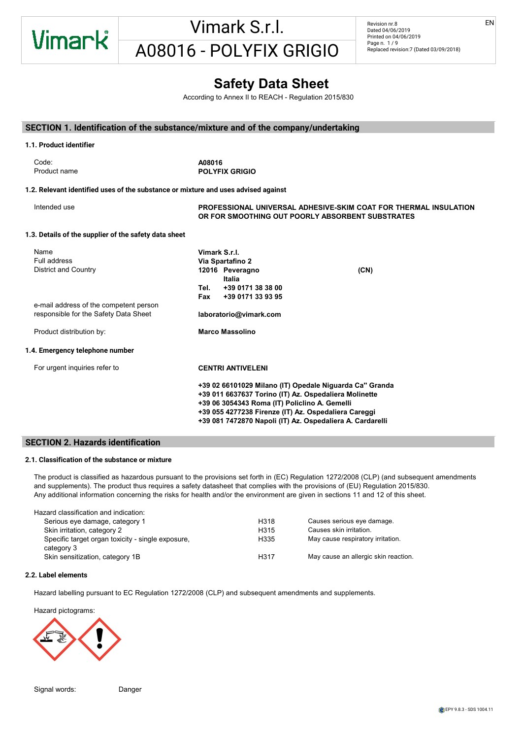# Safety Data Sheet

According to Annex II to REACH - Regulation 2015/830

## SECTION 1. Identification of the substance/mixture and of the company/undertaking

### 1.1. Product identifier

| | |
|---|---|
| Code: | **A08016** |
| Product name | **POLYFIX GRIGIO** |

### 1.2. Relevant identified uses of the substance or mixture and uses advised against

| | |
|---|---|
| Intended use | **PROFESSIONAL UNIVERSAL ADHESIVE-SKIM COAT FOR THERMAL INSULATION OR FOR SMOOTHING OUT POORLY ABSORBENT SUBSTRATES** |

### 1.3. Details of the supplier of the safety data sheet

| | |
|---|---|
| Name | **Vimark S.r.l.** |
| Full address | **Via Spartafino 2** |
| District and Country | **12016 Peveragno (CN)** **Italia** |
| | **Tel. +39 0171 38 38 00** |
| | **Fax +39 0171 33 93 95** |
| e-mail address of the competent person responsible for the Safety Data Sheet | **laboratorio@vimark.com** |
| Product distribution by: | **Marco Massolino** |

### 1.4. Emergency telephone number

For urgent inquiries refer to **CENTRI ANTIVELENI**

**+39 02 66101029 Milano (IT) Opedale Niguarda Ca" Granda**
**+39 011 6637637 Torino (IT) Az. Ospedaliera Molinette**
**+39 06 3054343 Roma (IT) Policlino A. Gemelli**
**+39 055 4277238 Firenze (IT) Az. Ospedaliera Careggi**
**+39 081 7472870 Napoli (IT) Az. Ospedaliera A. Cardarelli**

## SECTION 2. Hazards identification

### 2.1. Classification of the substance or mixture

The product is classified as hazardous pursuant to the provisions set forth in (EC) Regulation 1272/2008 (CLP) (and subsequent amendments and supplements). The product thus requires a safety datasheet that complies with the provisions of (EU) Regulation 2015/830.
Any additional information concerning the risks for health and/or the environment are given in sections 11 and 12 of this sheet.

Hazard classification and indication:

| | | |
|---|---|---|
| Serious eye damage, category 1 | H318 | Causes serious eye damage. |
| Skin irritation, category 2 | H315 | Causes skin irritation. |
| Specific target organ toxicity - single exposure, category 3 | H335 | May cause respiratory irritation. |
| Skin sensitization, category 1B | H317 | May cause an allergic skin reaction. |

### 2.2. Label elements

Hazard labelling pursuant to EC Regulation 1272/2008 (CLP) and subsequent amendments and supplements.

Hazard pictograms:

Signal words: Danger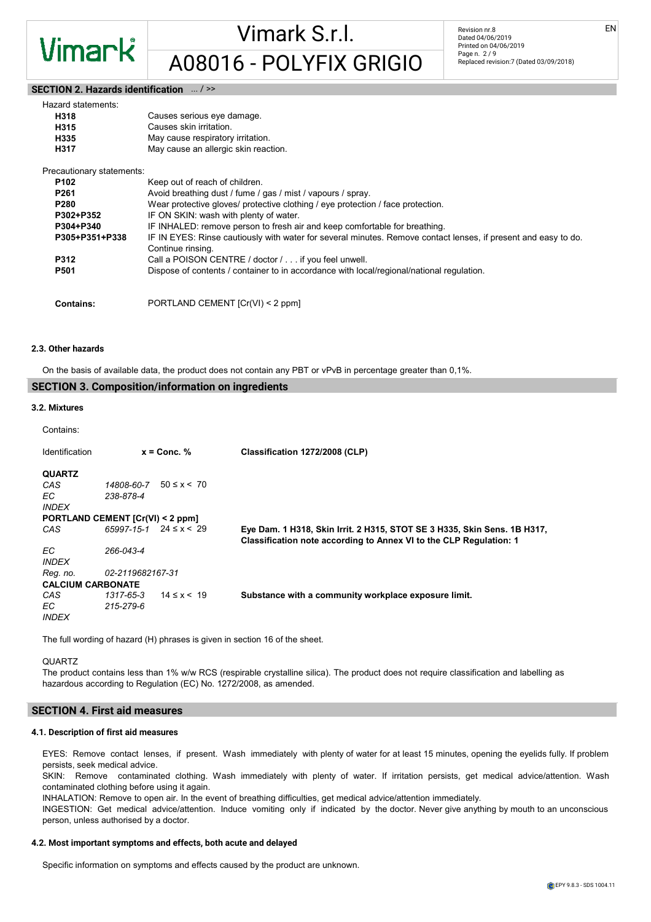## SECTION 2. Hazards identification ... / >>

Hazard statements:

| | |
|---|---|
| **H318** | Causes serious eye damage. |
| **H315** | Causes skin irritation. |
| **H335** | May cause respiratory irritation. |
| **H317** | May cause an allergic skin reaction. |

Precautionary statements:

| | |
|---|---|
| **P102** | Keep out of reach of children. |
| **P261** | Avoid breathing dust / fume / gas / mist / vapours / spray. |
| **P280** | Wear protective gloves/ protective clothing / eye protection / face protection. |
| **P302+P352** | IF ON SKIN: wash with plenty of water. |
| **P304+P340** | IF INHALED: remove person to fresh air and keep comfortable for breathing. |
| **P305+P351+P338** | IF IN EYES: Rinse cautiously with water for several minutes. Remove contact lenses, if present and easy to do. Continue rinsing. |
| **P312** | Call a POISON CENTRE / doctor / . . . if you feel unwell. |
| **P501** | Dispose of contents / container to in accordance with local/regional/national regulation. |

**Contains:** PORTLAND CEMENT [Cr(VI) < 2 ppm]

### 2.3. Other hazards

On the basis of available data, the product does not contain any PBT or vPvB in percentage greater than 0,1%.

## SECTION 3. Composition/information on ingredients

### 3.2. Mixtures

Contains:

| Identification | | x = Conc. % | Classification 1272/2008 (CLP) |
|---|---|---|---|
| **QUARTZ** | | | |
| *CAS* | *14808-60-7* | 50 ≤ x < 70 | |
| *EC* | *238-878-4* | | |
| *INDEX* | | | |
| **PORTLAND CEMENT [Cr(VI) < 2 ppm]** | | | |
| *CAS* | *65997-15-1* | 24 ≤ x < 29 | **Eye Dam. 1 H318, Skin Irrit. 2 H315, STOT SE 3 H335, Skin Sens. 1B H317, Classification note according to Annex VI to the CLP Regulation: 1** |
| *EC* | *266-043-4* | | |
| *INDEX* | | | |
| *Reg. no.* | *02-2119682167-31* | | |
| **CALCIUM CARBONATE** | | | |
| *CAS* | *1317-65-3* | 14 ≤ x < 19 | **Substance with a community workplace exposure limit.** |
| *EC* | *215-279-6* | | |
| *INDEX* | | | |

The full wording of hazard (H) phrases is given in section 16 of the sheet.

QUARTZ

The product contains less than 1% w/w RCS (respirable crystalline silica). The product does not require classification and labelling as hazardous according to Regulation (EC) No. 1272/2008, as amended.

## SECTION 4. First aid measures

### 4.1. Description of first aid measures

EYES: Remove contact lenses, if present. Wash immediately with plenty of water for at least 15 minutes, opening the eyelids fully. If problem persists, seek medical advice.

SKIN: Remove contaminated clothing. Wash immediately with plenty of water. If irritation persists, get medical advice/attention. Wash contaminated clothing before using it again.

INHALATION: Remove to open air. In the event of breathing difficulties, get medical advice/attention immediately.

INGESTION: Get medical advice/attention. Induce vomiting only if indicated by the doctor. Never give anything by mouth to an unconscious person, unless authorised by a doctor.

### 4.2. Most important symptoms and effects, both acute and delayed

Specific information on symptoms and effects caused by the product are unknown.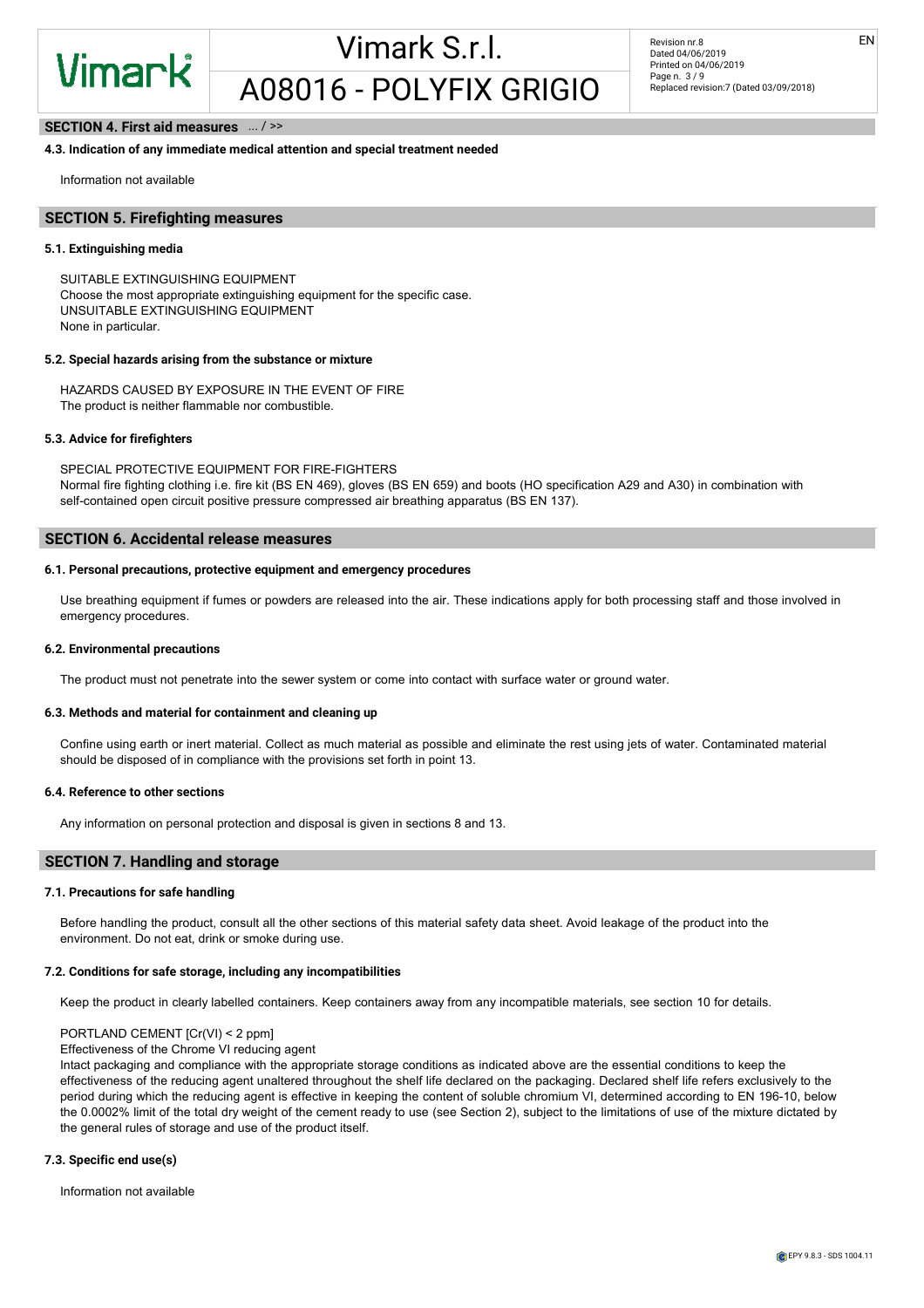## SECTION 4. First aid measures ... / >>

### 4.3. Indication of any immediate medical attention and special treatment needed

Information not available

## SECTION 5. Firefighting measures

### 5.1. Extinguishing media

SUITABLE EXTINGUISHING EQUIPMENT
Choose the most appropriate extinguishing equipment for the specific case.
UNSUITABLE EXTINGUISHING EQUIPMENT
None in particular.

### 5.2. Special hazards arising from the substance or mixture

HAZARDS CAUSED BY EXPOSURE IN THE EVENT OF FIRE
The product is neither flammable nor combustible.

### 5.3. Advice for firefighters

SPECIAL PROTECTIVE EQUIPMENT FOR FIRE-FIGHTERS
Normal fire fighting clothing i.e. fire kit (BS EN 469), gloves (BS EN 659) and boots (HO specification A29 and A30) in combination with self-contained open circuit positive pressure compressed air breathing apparatus (BS EN 137).

## SECTION 6. Accidental release measures

### 6.1. Personal precautions, protective equipment and emergency procedures

Use breathing equipment if fumes or powders are released into the air. These indications apply for both processing staff and those involved in emergency procedures.

### 6.2. Environmental precautions

The product must not penetrate into the sewer system or come into contact with surface water or ground water.

### 6.3. Methods and material for containment and cleaning up

Confine using earth or inert material. Collect as much material as possible and eliminate the rest using jets of water. Contaminated material should be disposed of in compliance with the provisions set forth in point 13.

### 6.4. Reference to other sections

Any information on personal protection and disposal is given in sections 8 and 13.

## SECTION 7. Handling and storage

### 7.1. Precautions for safe handling

Before handling the product, consult all the other sections of this material safety data sheet. Avoid leakage of the product into the environment. Do not eat, drink or smoke during use.

### 7.2. Conditions for safe storage, including any incompatibilities

Keep the product in clearly labelled containers. Keep containers away from any incompatible materials, see section 10 for details.

PORTLAND CEMENT [Cr(VI) < 2 ppm]
Effectiveness of the Chrome VI reducing agent
Intact packaging and compliance with the appropriate storage conditions as indicated above are the essential conditions to keep the effectiveness of the reducing agent unaltered throughout the shelf life declared on the packaging. Declared shelf life refers exclusively to the period during which the reducing agent is effective in keeping the content of soluble chromium VI, determined according to EN 196-10, below the 0.0002% limit of the total dry weight of the cement ready to use (see Section 2), subject to the limitations of use of the mixture dictated by the general rules of storage and use of the product itself.

### 7.3. Specific end use(s)

Information not available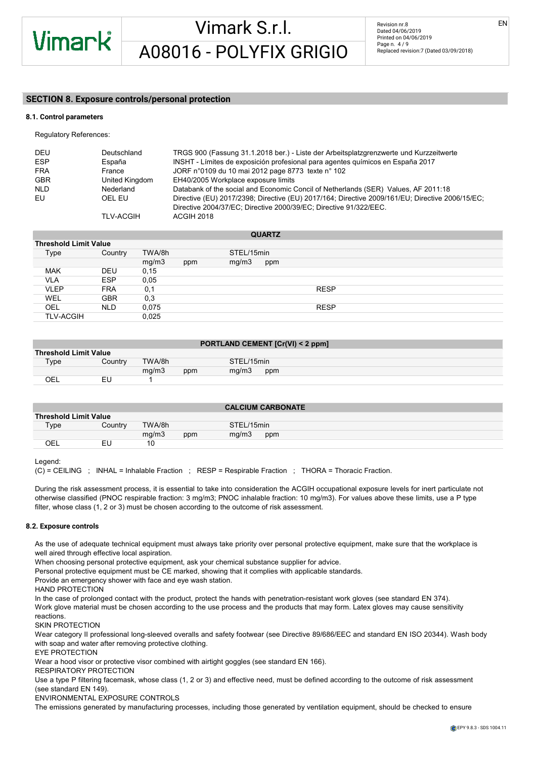## SECTION 8. Exposure controls/personal protection

### 8.1. Control parameters

Regulatory References:

| | | |
|---|---|---|
| DEU | Deutschland | TRGS 900 (Fassung 31.1.2018 ber.) - Liste der Arbeitsplatzgrenzwerte und Kurzzeitwerte |
| ESP | España | INSHT - Límites de exposición profesional para agentes químicos en España 2017 |
| FRA | France | JORF n°0109 du 10 mai 2012 page 8773 texte n° 102 |
| GBR | United Kingdom | EH40/2005 Workplace exposure limits |
| NLD | Nederland | Databank of the social and Economic Concil of Netherlands (SER) Values, AF 2011:18 |
| EU | OEL EU | Directive (EU) 2017/2398; Directive (EU) 2017/164; Directive 2009/161/EU; Directive 2006/15/EC; Directive 2004/37/EC; Directive 2000/39/EC; Directive 91/322/EEC. |
| | TLV-ACGIH | ACGIH 2018 |

**QUARTZ**

| Threshold Limit Value | | | | | | |
|---|---|---|---|---|---|---|
| Type | Country | TWA/8h | | STEL/15min | | |
| | | mg/m3 | ppm | mg/m3 | ppm | |
| MAK | DEU | 0,15 | | | | |
| VLA | ESP | 0,05 | | | | |
| VLEP | FRA | 0,1 | | | | RESP |
| WEL | GBR | 0,3 | | | | |
| OEL | NLD | 0,075 | | | | RESP |
| TLV-ACGIH | | 0,025 | | | | |

**PORTLAND CEMENT [Cr(VI) < 2 ppm]**

| Threshold Limit Value | | | | | |
|---|---|---|---|---|---|
| Type | Country | TWA/8h | | STEL/15min | |
| | | mg/m3 | ppm | mg/m3 | ppm |
| OEL | EU | 1 | | | |

**CALCIUM CARBONATE**

| Threshold Limit Value | | | | | |
|---|---|---|---|---|---|
| Type | Country | TWA/8h | | STEL/15min | |
| | | mg/m3 | ppm | mg/m3 | ppm |
| OEL | EU | 10 | | | |

Legend:
(C) = CEILING ; INHAL = Inhalable Fraction ; RESP = Respirable Fraction ; THORA = Thoracic Fraction.

During the risk assessment process, it is essential to take into consideration the ACGIH occupational exposure levels for inert particulate not otherwise classified (PNOC respirable fraction: 3 mg/m3; PNOC inhalable fraction: 10 mg/m3). For values above these limits, use a P type filter, whose class (1, 2 or 3) must be chosen according to the outcome of risk assessment.

### 8.2. Exposure controls

As the use of adequate technical equipment must always take priority over personal protective equipment, make sure that the workplace is well aired through effective local aspiration.
When choosing personal protective equipment, ask your chemical substance supplier for advice.
Personal protective equipment must be CE marked, showing that it complies with applicable standards.
Provide an emergency shower with face and eye wash station.
HAND PROTECTION
In the case of prolonged contact with the product, protect the hands with penetration-resistant work gloves (see standard EN 374).
Work glove material must be chosen according to the use process and the products that may form. Latex gloves may cause sensitivity reactions.
SKIN PROTECTION
Wear category II professional long-sleeved overalls and safety footwear (see Directive 89/686/EEC and standard EN ISO 20344). Wash body with soap and water after removing protective clothing.
EYE PROTECTION
Wear a hood visor or protective visor combined with airtight goggles (see standard EN 166).
RESPIRATORY PROTECTION
Use a type P filtering facemask, whose class (1, 2 or 3) and effective need, must be defined according to the outcome of risk assessment (see standard EN 149).
ENVIRONMENTAL EXPOSURE CONTROLS
The emissions generated by manufacturing processes, including those generated by ventilation equipment, should be checked to ensure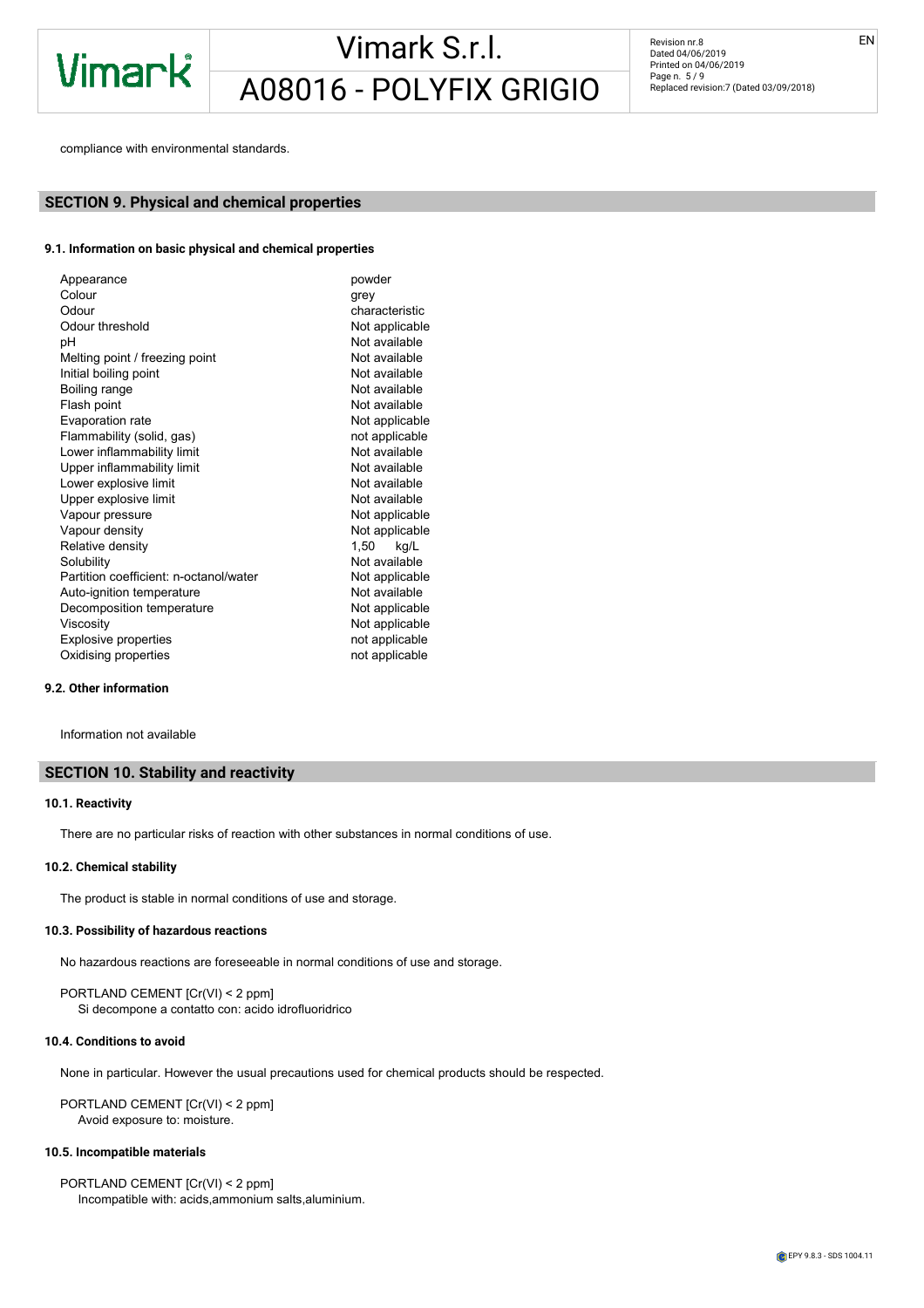compliance with environmental standards.

## SECTION 9. Physical and chemical properties

### 9.1. Information on basic physical and chemical properties

| | |
|---|---|
| Appearance | powder |
| Colour | grey |
| Odour | characteristic |
| Odour threshold | Not applicable |
| pH | Not available |
| Melting point / freezing point | Not available |
| Initial boiling point | Not available |
| Boiling range | Not available |
| Flash point | Not available |
| Evaporation rate | Not applicable |
| Flammability (solid, gas) | not applicable |
| Lower inflammability limit | Not available |
| Upper inflammability limit | Not available |
| Lower explosive limit | Not available |
| Upper explosive limit | Not available |
| Vapour pressure | Not applicable |
| Vapour density | Not applicable |
| Relative density | 1,50 kg/L |
| Solubility | Not available |
| Partition coefficient: n-octanol/water | Not applicable |
| Auto-ignition temperature | Not available |
| Decomposition temperature | Not applicable |
| Viscosity | Not applicable |
| Explosive properties | not applicable |
| Oxidising properties | not applicable |

### 9.2. Other information

Information not available

## SECTION 10. Stability and reactivity

### 10.1. Reactivity

There are no particular risks of reaction with other substances in normal conditions of use.

### 10.2. Chemical stability

The product is stable in normal conditions of use and storage.

### 10.3. Possibility of hazardous reactions

No hazardous reactions are foreseeable in normal conditions of use and storage.

PORTLAND CEMENT [Cr(VI) < 2 ppm]
Si decompone a contatto con: acido idrofluoridrico

### 10.4. Conditions to avoid

None in particular. However the usual precautions used for chemical products should be respected.

PORTLAND CEMENT [Cr(VI) < 2 ppm]
Avoid exposure to: moisture.

### 10.5. Incompatible materials

PORTLAND CEMENT [Cr(VI) < 2 ppm]
Incompatible with: acids,ammonium salts,aluminium.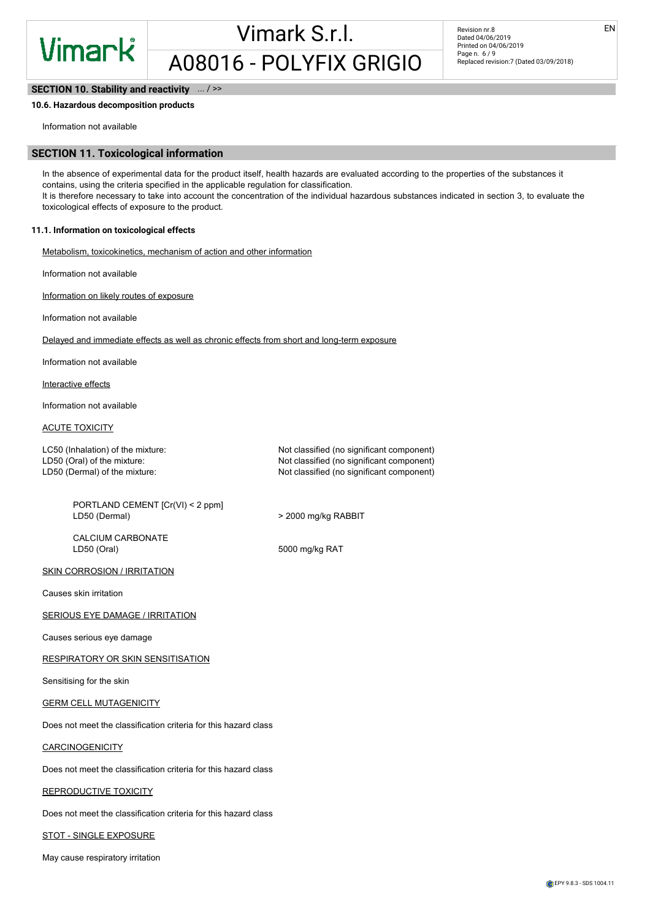## SECTION 10. Stability and reactivity ... / >>

**10.6. Hazardous decomposition products**

Information not available

## SECTION 11. Toxicological information

In the absence of experimental data for the product itself, health hazards are evaluated according to the properties of the substances it contains, using the criteria specified in the applicable regulation for classification.
It is therefore necessary to take into account the concentration of the individual hazardous substances indicated in section 3, to evaluate the toxicological effects of exposure to the product.

**11.1. Information on toxicological effects**

Metabolism, toxicokinetics, mechanism of action and other information

Information not available

Information on likely routes of exposure

Information not available

Delayed and immediate effects as well as chronic effects from short and long-term exposure

Information not available

Interactive effects

Information not available

ACUTE TOXICITY

| | |
|---|---|
| LC50 (Inhalation) of the mixture: | Not classified (no significant component) |
| LD50 (Oral) of the mixture: | Not classified (no significant component) |
| LD50 (Dermal) of the mixture: | Not classified (no significant component) |

PORTLAND CEMENT [Cr(VI) < 2 ppm]
LD50 (Dermal) > 2000 mg/kg RABBIT

CALCIUM CARBONATE
LD50 (Oral) 5000 mg/kg RAT

SKIN CORROSION / IRRITATION

Causes skin irritation

SERIOUS EYE DAMAGE / IRRITATION

Causes serious eye damage

RESPIRATORY OR SKIN SENSITISATION

Sensitising for the skin

GERM CELL MUTAGENICITY

Does not meet the classification criteria for this hazard class

CARCINOGENICITY

Does not meet the classification criteria for this hazard class

REPRODUCTIVE TOXICITY

Does not meet the classification criteria for this hazard class

STOT - SINGLE EXPOSURE

May cause respiratory irritation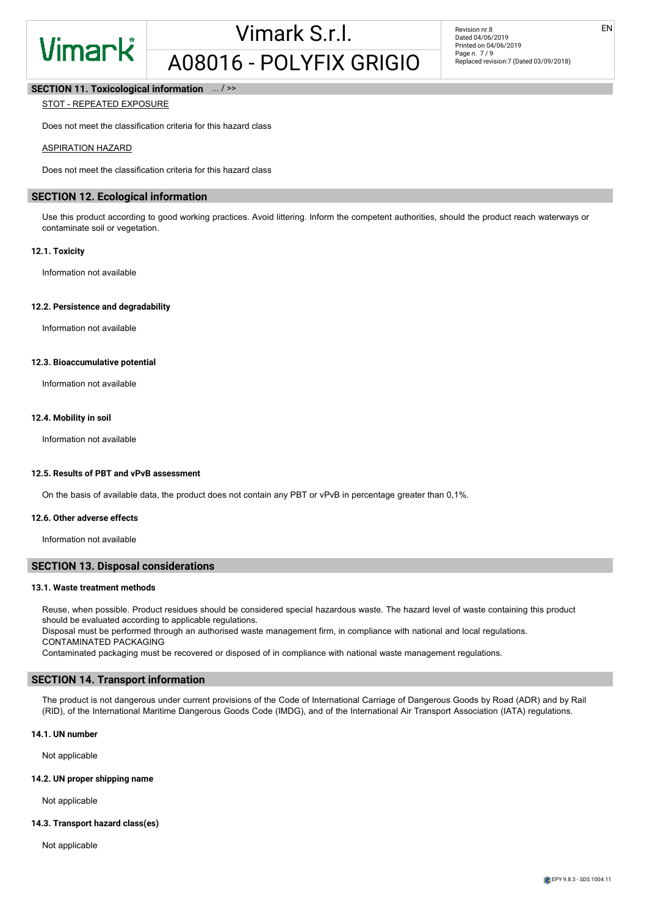## SECTION 11. Toxicological information ... / >>

STOT - REPEATED EXPOSURE

Does not meet the classification criteria for this hazard class

ASPIRATION HAZARD

Does not meet the classification criteria for this hazard class

## SECTION 12. Ecological information

Use this product according to good working practices. Avoid littering. Inform the competent authorities, should the product reach waterways or contaminate soil or vegetation.

### 12.1. Toxicity

Information not available

### 12.2. Persistence and degradability

Information not available

### 12.3. Bioaccumulative potential

Information not available

### 12.4. Mobility in soil

Information not available

### 12.5. Results of PBT and vPvB assessment

On the basis of available data, the product does not contain any PBT or vPvB in percentage greater than 0,1%.

### 12.6. Other adverse effects

Information not available

## SECTION 13. Disposal considerations

### 13.1. Waste treatment methods

Reuse, when possible. Product residues should be considered special hazardous waste. The hazard level of waste containing this product should be evaluated according to applicable regulations.
Disposal must be performed through an authorised waste management firm, in compliance with national and local regulations.
CONTAMINATED PACKAGING
Contaminated packaging must be recovered or disposed of in compliance with national waste management regulations.

## SECTION 14. Transport information

The product is not dangerous under current provisions of the Code of International Carriage of Dangerous Goods by Road (ADR) and by Rail (RID), of the International Maritime Dangerous Goods Code (IMDG), and of the International Air Transport Association (IATA) regulations.

### 14.1. UN number

Not applicable

### 14.2. UN proper shipping name

Not applicable

### 14.3. Transport hazard class(es)

Not applicable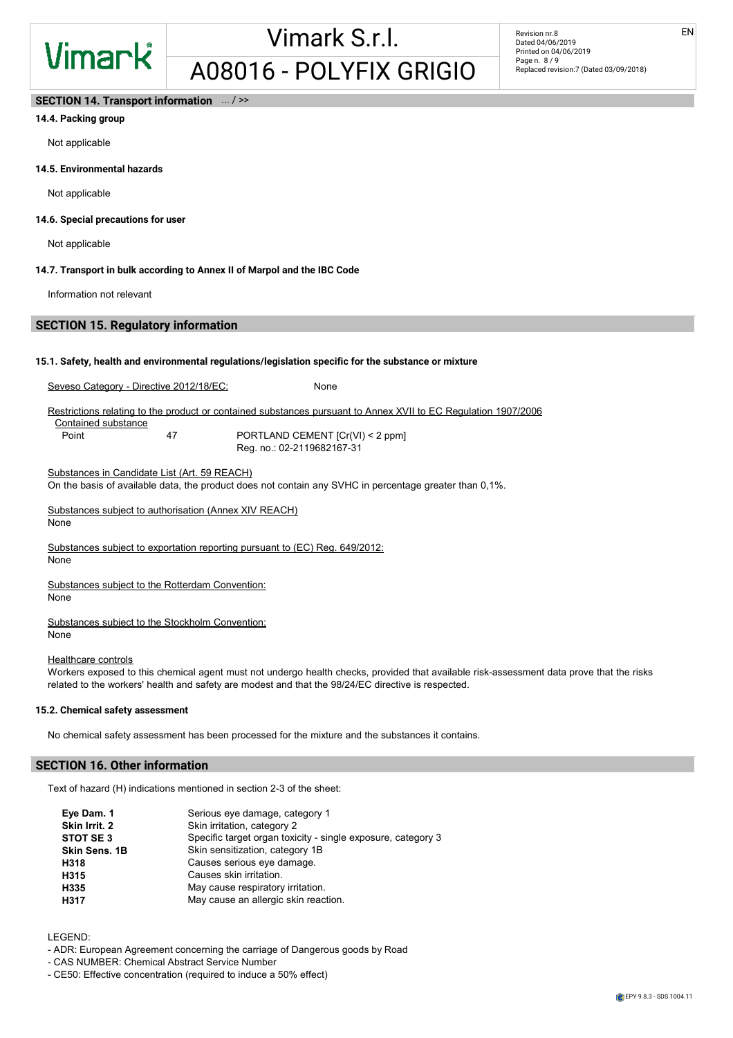## SECTION 14. Transport information ... / >>

### 14.4. Packing group

Not applicable

### 14.5. Environmental hazards

Not applicable

### 14.6. Special precautions for user

Not applicable

### 14.7. Transport in bulk according to Annex II of Marpol and the IBC Code

Information not relevant

## SECTION 15. Regulatory information

### 15.1. Safety, health and environmental regulations/legislation specific for the substance or mixture

Seveso Category - Directive 2012/18/EC: None

Restrictions relating to the product or contained substances pursuant to Annex XVII to EC Regulation 1907/2006

| Contained substance | | |
|---|---|---|
| Point | 47 | PORTLAND CEMENT [Cr(VI) < 2 ppm]<br>Reg. no.: 02-2119682167-31 |

Substances in Candidate List (Art. 59 REACH)
On the basis of available data, the product does not contain any SVHC in percentage greater than 0,1%.

Substances subject to authorisation (Annex XIV REACH)
None

Substances subject to exportation reporting pursuant to (EC) Reg. 649/2012:
None

Substances subject to the Rotterdam Convention:
None

Substances subject to the Stockholm Convention:
None

Healthcare controls
Workers exposed to this chemical agent must not undergo health checks, provided that available risk-assessment data prove that the risks related to the workers' health and safety are modest and that the 98/24/EC directive is respected.

### 15.2. Chemical safety assessment

No chemical safety assessment has been processed for the mixture and the substances it contains.

## SECTION 16. Other information

Text of hazard (H) indications mentioned in section 2-3 of the sheet:

| | |
|---|---|
| **Eye Dam. 1** | Serious eye damage, category 1 |
| **Skin Irrit. 2** | Skin irritation, category 2 |
| **STOT SE 3** | Specific target organ toxicity - single exposure, category 3 |
| **Skin Sens. 1B** | Skin sensitization, category 1B |
| **H318** | Causes serious eye damage. |
| **H315** | Causes skin irritation. |
| **H335** | May cause respiratory irritation. |
| **H317** | May cause an allergic skin reaction. |

LEGEND:
- ADR: European Agreement concerning the carriage of Dangerous goods by Road
- CAS NUMBER: Chemical Abstract Service Number
- CE50: Effective concentration (required to induce a 50% effect)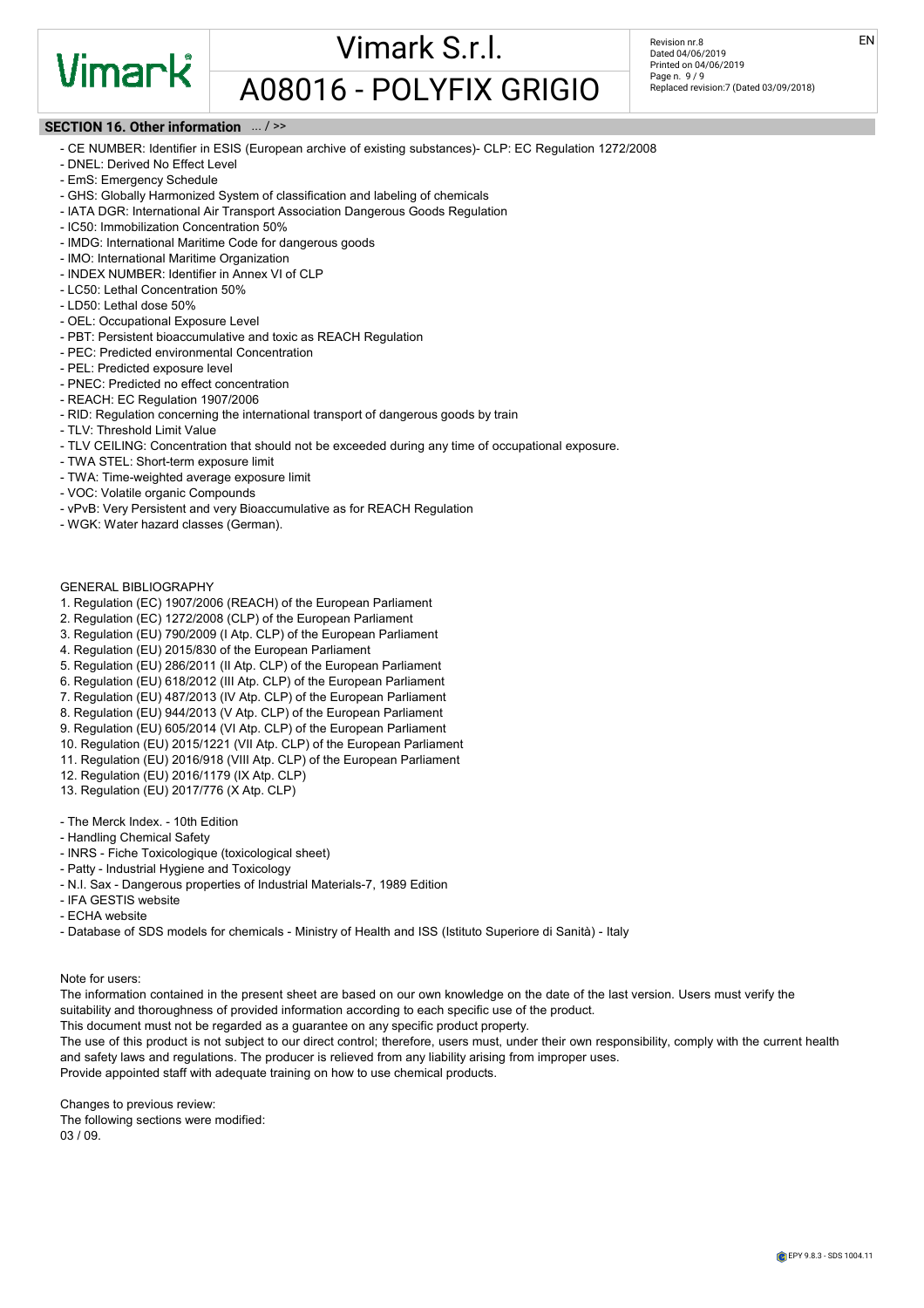## SECTION 16. Other information ... / >>

- CE NUMBER: Identifier in ESIS (European archive of existing substances)- CLP: EC Regulation 1272/2008
- DNEL: Derived No Effect Level
- EmS: Emergency Schedule
- GHS: Globally Harmonized System of classification and labeling of chemicals
- IATA DGR: International Air Transport Association Dangerous Goods Regulation
- IC50: Immobilization Concentration 50%
- IMDG: International Maritime Code for dangerous goods
- IMO: International Maritime Organization
- INDEX NUMBER: Identifier in Annex VI of CLP
- LC50: Lethal Concentration 50%
- LD50: Lethal dose 50%
- OEL: Occupational Exposure Level
- PBT: Persistent bioaccumulative and toxic as REACH Regulation
- PEC: Predicted environmental Concentration
- PEL: Predicted exposure level
- PNEC: Predicted no effect concentration
- REACH: EC Regulation 1907/2006
- RID: Regulation concerning the international transport of dangerous goods by train
- TLV: Threshold Limit Value
- TLV CEILING: Concentration that should not be exceeded during any time of occupational exposure.
- TWA STEL: Short-term exposure limit
- TWA: Time-weighted average exposure limit
- VOC: Volatile organic Compounds
- vPvB: Very Persistent and very Bioaccumulative as for REACH Regulation
- WGK: Water hazard classes (German).

GENERAL BIBLIOGRAPHY

1. Regulation (EC) 1907/2006 (REACH) of the European Parliament
2. Regulation (EC) 1272/2008 (CLP) of the European Parliament
3. Regulation (EU) 790/2009 (I Atp. CLP) of the European Parliament
4. Regulation (EU) 2015/830 of the European Parliament
5. Regulation (EU) 286/2011 (II Atp. CLP) of the European Parliament
6. Regulation (EU) 618/2012 (III Atp. CLP) of the European Parliament
7. Regulation (EU) 487/2013 (IV Atp. CLP) of the European Parliament
8. Regulation (EU) 944/2013 (V Atp. CLP) of the European Parliament
9. Regulation (EU) 605/2014 (VI Atp. CLP) of the European Parliament
10. Regulation (EU) 2015/1221 (VII Atp. CLP) of the European Parliament
11. Regulation (EU) 2016/918 (VIII Atp. CLP) of the European Parliament
12. Regulation (EU) 2016/1179 (IX Atp. CLP)
13. Regulation (EU) 2017/776 (X Atp. CLP)

- The Merck Index. - 10th Edition
- Handling Chemical Safety
- INRS - Fiche Toxicologique (toxicological sheet)
- Patty - Industrial Hygiene and Toxicology
- N.I. Sax - Dangerous properties of Industrial Materials-7, 1989 Edition
- IFA GESTIS website
- ECHA website
- Database of SDS models for chemicals - Ministry of Health and ISS (Istituto Superiore di Sanità) - Italy

Note for users:

The information contained in the present sheet are based on our own knowledge on the date of the last version. Users must verify the suitability and thoroughness of provided information according to each specific use of the product.

This document must not be regarded as a guarantee on any specific product property.

The use of this product is not subject to our direct control; therefore, users must, under their own responsibility, comply with the current health and safety laws and regulations. The producer is relieved from any liability arising from improper uses.

Provide appointed staff with adequate training on how to use chemical products.

Changes to previous review:

The following sections were modified:

03 / 09.